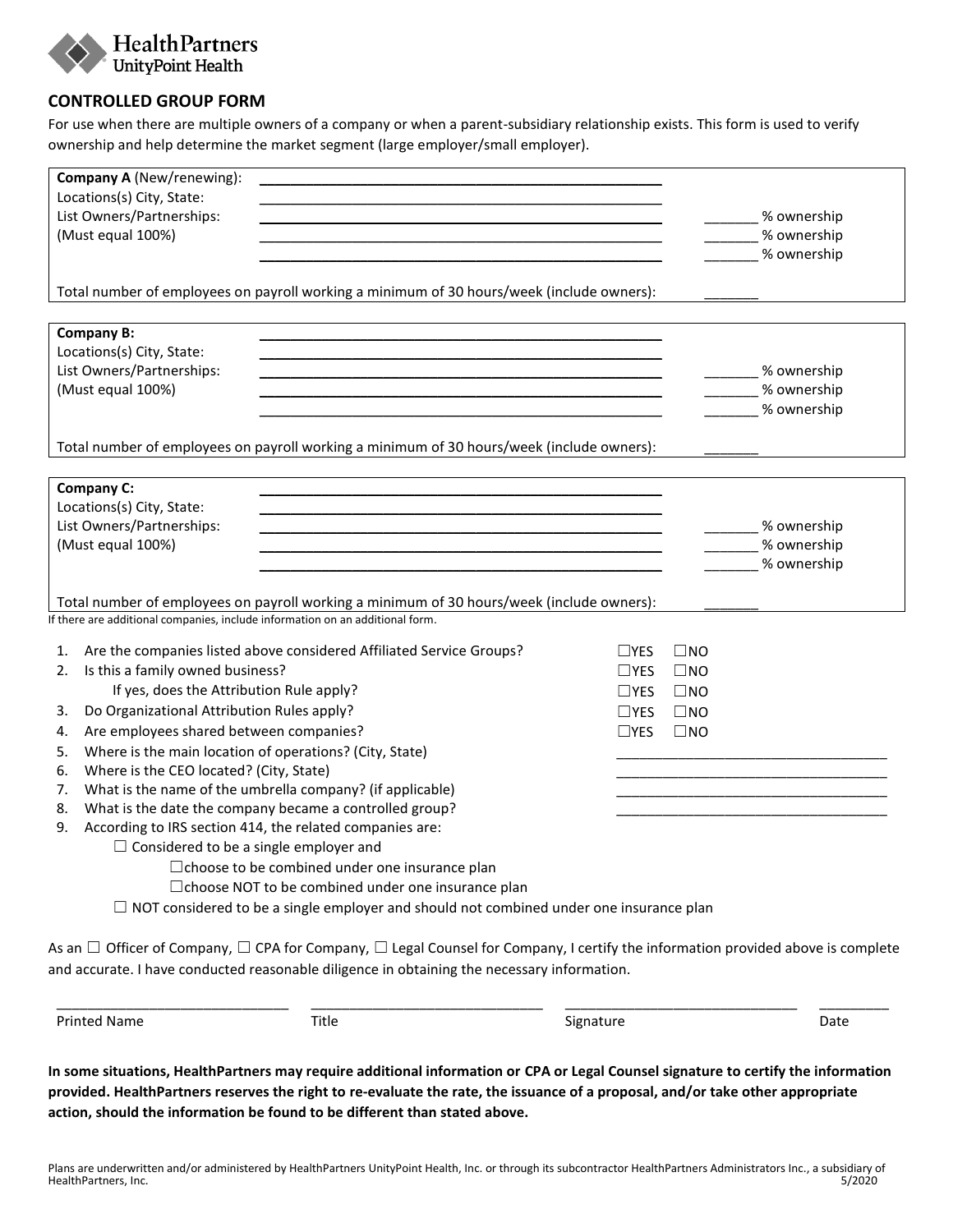HealthPartners UnityPoint Health

## CONTROLLED GROUP FORM

For use when there are multiple owners of a company or when a parent-subsidiary relationship exists. This form is used to verify ownership and help determine the market segment (large employer/small employer).

**Company A** (New/renewing): ______________________________________________
Locations(s) City, State: ______________________________________________
List Owners/Partnerships: ______________________________________________ _______ % ownership
(Must equal 100%) ______________________________________________ _______ % ownership
______________________________________________ _______ % ownership

Total number of employees on payroll working a minimum of 30 hours/week (include owners): _______

**Company B:** ______________________________________________
Locations(s) City, State: ______________________________________________
List Owners/Partnerships: ______________________________________________ _______ % ownership
(Must equal 100%) ______________________________________________ _______ % ownership
______________________________________________ _______ % ownership

Total number of employees on payroll working a minimum of 30 hours/week (include owners): _______

**Company C:** ______________________________________________
Locations(s) City, State: ______________________________________________
List Owners/Partnerships: ______________________________________________ _______ % ownership
(Must equal 100%) ______________________________________________ _______ % ownership
______________________________________________ _______ % ownership

Total number of employees on payroll working a minimum of 30 hours/week (include owners): _______

If there are additional companies, include information on an additional form.

1. Are the companies listed above considered Affiliated Service Groups? ☐YES ☐NO
2. Is this a family owned business? ☐YES ☐NO
   If yes, does the Attribution Rule apply? ☐YES ☐NO
3. Do Organizational Attribution Rules apply? ☐YES ☐NO
4. Are employees shared between companies? ☐YES ☐NO
5. Where is the main location of operations? (City, State) ___________________________________
6. Where is the CEO located? (City, State) ___________________________________
7. What is the name of the umbrella company? (if applicable) ___________________________________
8. What is the date the company became a controlled group? ___________________________________
9. According to IRS section 414, the related companies are:
   ☐ Considered to be a single employer and
      ☐choose to be combined under one insurance plan
      ☐choose NOT to be combined under one insurance plan
   ☐ NOT considered to be a single employer and should not combined under one insurance plan

As an ☐ Officer of Company, ☐ CPA for Company, ☐ Legal Counsel for Company, I certify the information provided above is complete and accurate. I have conducted reasonable diligence in obtaining the necessary information.

______________________________ ______________________________ ______________________________ _________
Printed Name Title Signature Date

**In some situations, HealthPartners may require additional information or CPA or Legal Counsel signature to certify the information provided. HealthPartners reserves the right to re-evaluate the rate, the issuance of a proposal, and/or take other appropriate action, should the information be found to be different than stated above.**

Plans are underwritten and/or administered by HealthPartners UnityPoint Health, Inc. or through its subcontractor HealthPartners Administrators Inc., a subsidiary of HealthPartners, Inc. 5/2020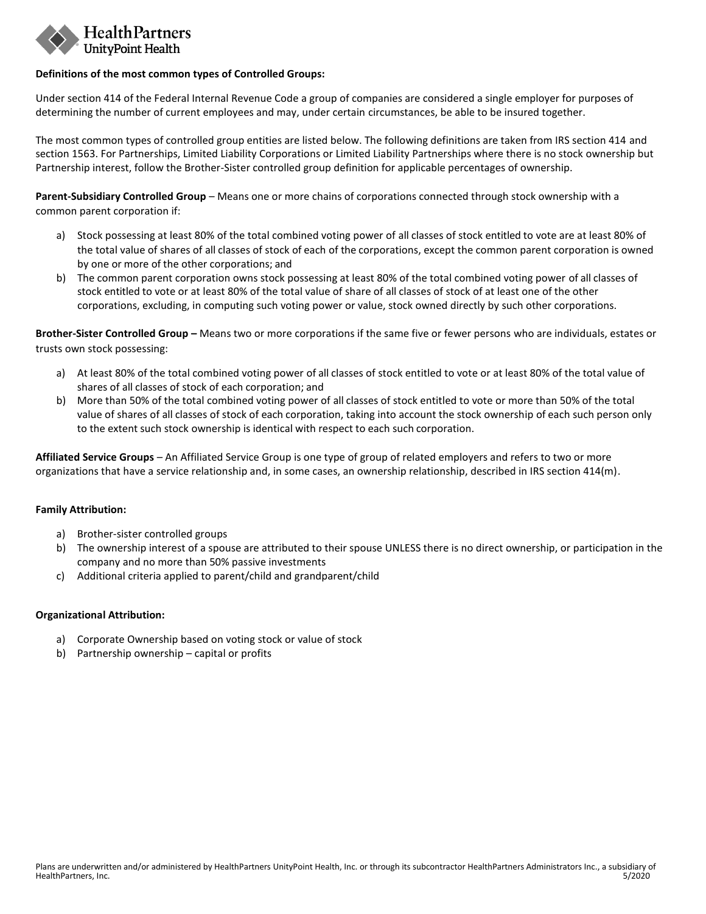**Definitions of the most common types of Controlled Groups:**

Under section 414 of the Federal Internal Revenue Code a group of companies are considered a single employer for purposes of determining the number of current employees and may, under certain circumstances, be able to be insured together.

The most common types of controlled group entities are listed below. The following definitions are taken from IRS section 414 and section 1563. For Partnerships, Limited Liability Corporations or Limited Liability Partnerships where there is no stock ownership but Partnership interest, follow the Brother-Sister controlled group definition for applicable percentages of ownership.

**Parent-Subsidiary Controlled Group** – Means one or more chains of corporations connected through stock ownership with a common parent corporation if:

a) Stock possessing at least 80% of the total combined voting power of all classes of stock entitled to vote are at least 80% of the total value of shares of all classes of stock of each of the corporations, except the common parent corporation is owned by one or more of the other corporations; and
b) The common parent corporation owns stock possessing at least 80% of the total combined voting power of all classes of stock entitled to vote or at least 80% of the total value of share of all classes of stock of at least one of the other corporations, excluding, in computing such voting power or value, stock owned directly by such other corporations.

**Brother-Sister Controlled Group –** Means two or more corporations if the same five or fewer persons who are individuals, estates or trusts own stock possessing:

a) At least 80% of the total combined voting power of all classes of stock entitled to vote or at least 80% of the total value of shares of all classes of stock of each corporation; and
b) More than 50% of the total combined voting power of all classes of stock entitled to vote or more than 50% of the total value of shares of all classes of stock of each corporation, taking into account the stock ownership of each such person only to the extent such stock ownership is identical with respect to each such corporation.

**Affiliated Service Groups** – An Affiliated Service Group is one type of group of related employers and refers to two or more organizations that have a service relationship and, in some cases, an ownership relationship, described in IRS section 414(m).

**Family Attribution:**

a) Brother-sister controlled groups
b) The ownership interest of a spouse are attributed to their spouse UNLESS there is no direct ownership, or participation in the company and no more than 50% passive investments
c) Additional criteria applied to parent/child and grandparent/child

**Organizational Attribution:**

a) Corporate Ownership based on voting stock or value of stock
b) Partnership ownership – capital or profits

Plans are underwritten and/or administered by HealthPartners UnityPoint Health, Inc. or through its subcontractor HealthPartners Administrators Inc., a subsidiary of HealthPartners, Inc. 5/2020